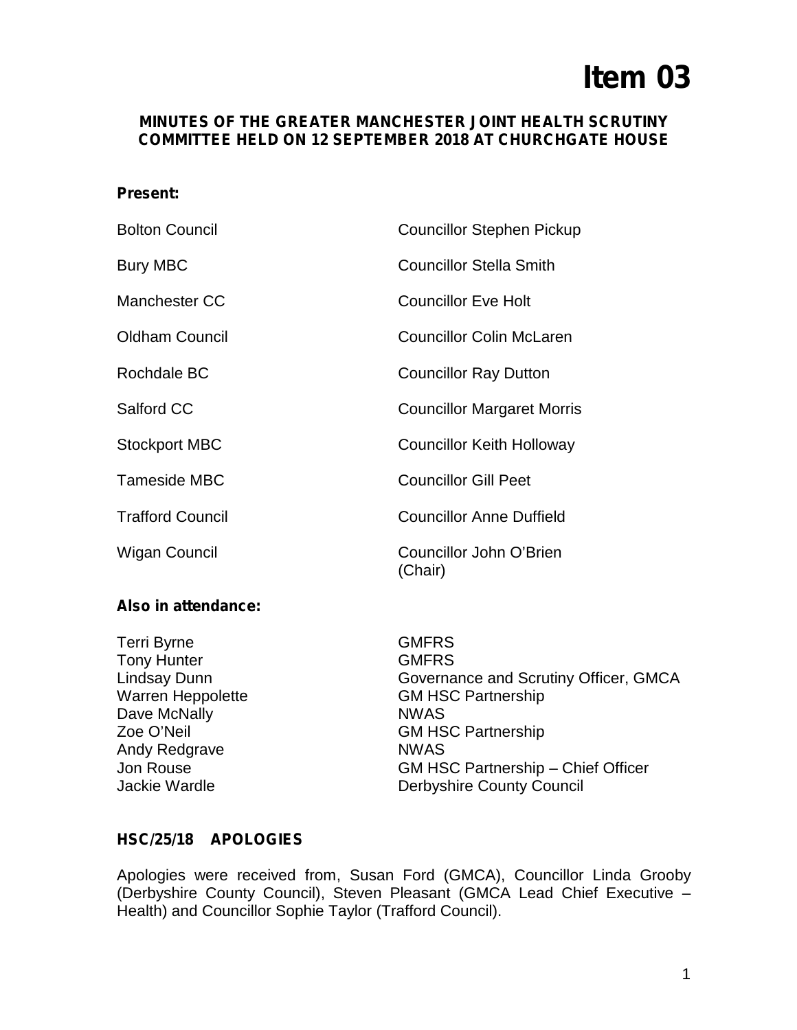# Item 03

**MINUTES OF THE GREATER MANCHESTER JOINT HEALTH SCRUTINY COMMITTEE HELD ON 12 SEPTEMBER 2018 AT CHURCHGATE HOUSE**

**Present:**

| | |
|---|---|
| Bolton Council | Councillor Stephen Pickup |
| Bury MBC | Councillor Stella Smith |
| Manchester CC | Councillor Eve Holt |
| Oldham Council | Councillor Colin McLaren |
| Rochdale BC | Councillor Ray Dutton |
| Salford CC | Councillor Margaret Morris |
| Stockport MBC | Councillor Keith Holloway |
| Tameside MBC | Councillor Gill Peet |
| Trafford Council | Councillor Anne Duffield |
| Wigan Council | Councillor John O'Brien (Chair) |

**Also in attendance:**

| | |
|---|---|
| Terri Byrne | GMFRS |
| Tony Hunter | GMFRS |
| Lindsay Dunn | Governance and Scrutiny Officer, GMCA |
| Warren Heppolette | GM HSC Partnership |
| Dave McNally | NWAS |
| Zoe O'Neil | GM HSC Partnership |
| Andy Redgrave | NWAS |
| Jon Rouse | GM HSC Partnership – Chief Officer |
| Jackie Wardle | Derbyshire County Council |

**HSC/25/18 APOLOGIES**

Apologies were received from, Susan Ford (GMCA), Councillor Linda Grooby (Derbyshire County Council), Steven Pleasant (GMCA Lead Chief Executive – Health) and Councillor Sophie Taylor (Trafford Council).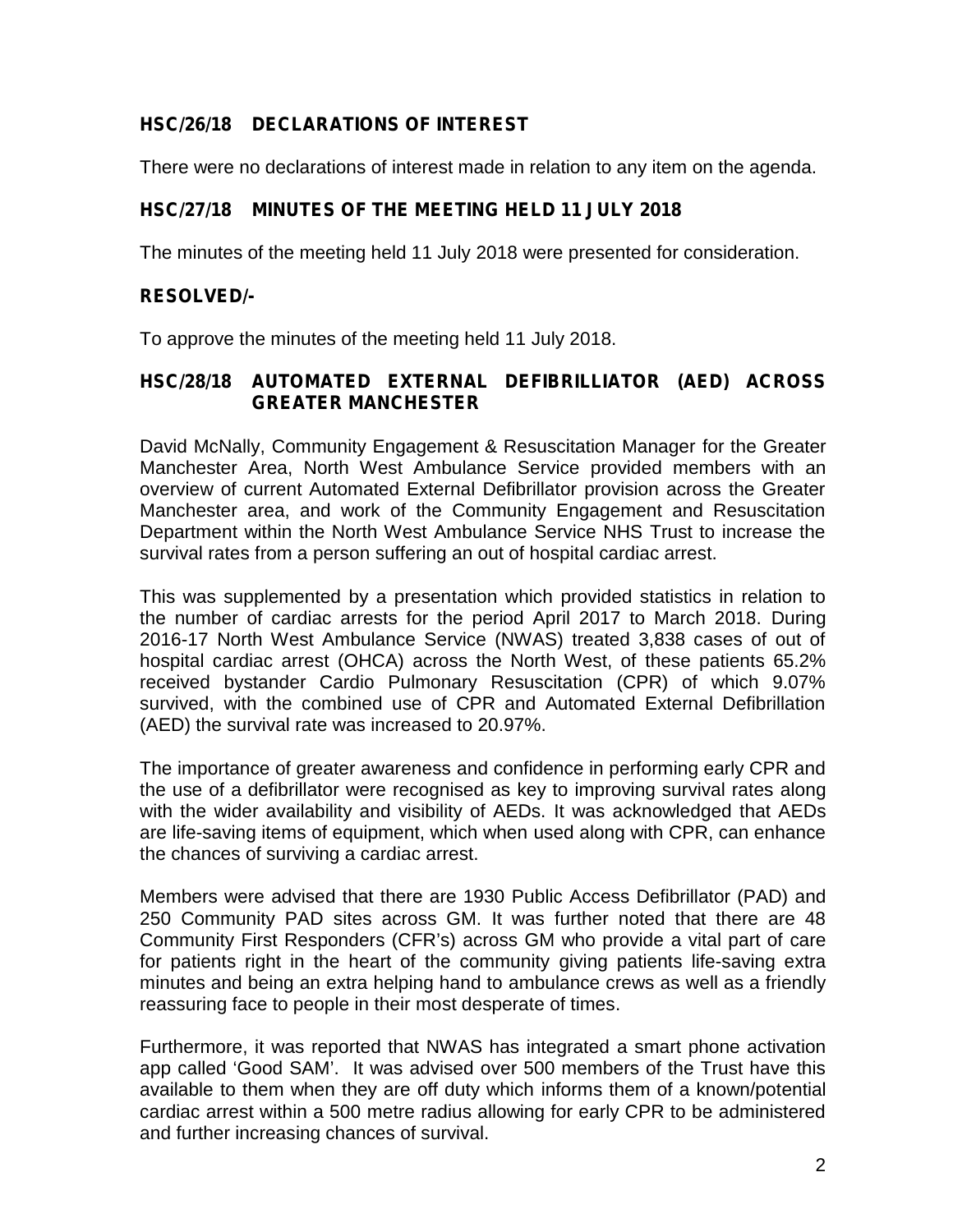## HSC/26/18 DECLARATIONS OF INTEREST

There were no declarations of interest made in relation to any item on the agenda.

## HSC/27/18 MINUTES OF THE MEETING HELD 11 JULY 2018

The minutes of the meeting held 11 July 2018 were presented for consideration.

**RESOLVED/-**

To approve the minutes of the meeting held 11 July 2018.

## HSC/28/18 AUTOMATED EXTERNAL DEFIBRILLIATOR (AED) ACROSS GREATER MANCHESTER

David McNally, Community Engagement & Resuscitation Manager for the Greater Manchester Area, North West Ambulance Service provided members with an overview of current Automated External Defibrillator provision across the Greater Manchester area, and work of the Community Engagement and Resuscitation Department within the North West Ambulance Service NHS Trust to increase the survival rates from a person suffering an out of hospital cardiac arrest.

This was supplemented by a presentation which provided statistics in relation to the number of cardiac arrests for the period April 2017 to March 2018. During 2016-17 North West Ambulance Service (NWAS) treated 3,838 cases of out of hospital cardiac arrest (OHCA) across the North West, of these patients 65.2% received bystander Cardio Pulmonary Resuscitation (CPR) of which 9.07% survived, with the combined use of CPR and Automated External Defibrillation (AED) the survival rate was increased to 20.97%.

The importance of greater awareness and confidence in performing early CPR and the use of a defibrillator were recognised as key to improving survival rates along with the wider availability and visibility of AEDs. It was acknowledged that AEDs are life-saving items of equipment, which when used along with CPR, can enhance the chances of surviving a cardiac arrest.

Members were advised that there are 1930 Public Access Defibrillator (PAD) and 250 Community PAD sites across GM. It was further noted that there are 48 Community First Responders (CFR's) across GM who provide a vital part of care for patients right in the heart of the community giving patients life-saving extra minutes and being an extra helping hand to ambulance crews as well as a friendly reassuring face to people in their most desperate of times.

Furthermore, it was reported that NWAS has integrated a smart phone activation app called 'Good SAM'. It was advised over 500 members of the Trust have this available to them when they are off duty which informs them of a known/potential cardiac arrest within a 500 metre radius allowing for early CPR to be administered and further increasing chances of survival.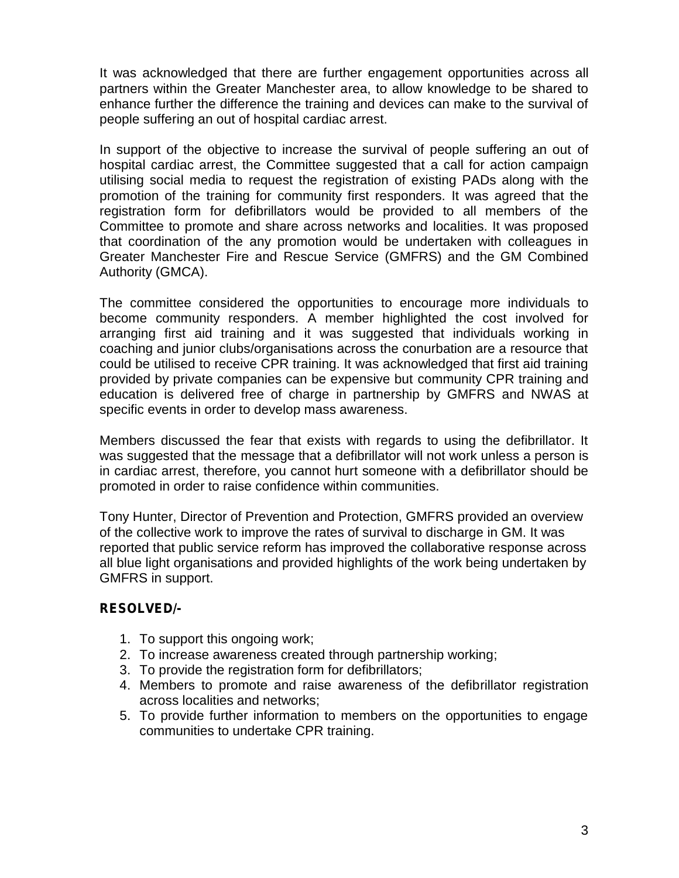It was acknowledged that there are further engagement opportunities across all partners within the Greater Manchester area, to allow knowledge to be shared to enhance further the difference the training and devices can make to the survival of people suffering an out of hospital cardiac arrest.

In support of the objective to increase the survival of people suffering an out of hospital cardiac arrest, the Committee suggested that a call for action campaign utilising social media to request the registration of existing PADs along with the promotion of the training for community first responders. It was agreed that the registration form for defibrillators would be provided to all members of the Committee to promote and share across networks and localities. It was proposed that coordination of the any promotion would be undertaken with colleagues in Greater Manchester Fire and Rescue Service (GMFRS) and the GM Combined Authority (GMCA).

The committee considered the opportunities to encourage more individuals to become community responders. A member highlighted the cost involved for arranging first aid training and it was suggested that individuals working in coaching and junior clubs/organisations across the conurbation are a resource that could be utilised to receive CPR training. It was acknowledged that first aid training provided by private companies can be expensive but community CPR training and education is delivered free of charge in partnership by GMFRS and NWAS at specific events in order to develop mass awareness.

Members discussed the fear that exists with regards to using the defibrillator. It was suggested that the message that a defibrillator will not work unless a person is in cardiac arrest, therefore, you cannot hurt someone with a defibrillator should be promoted in order to raise confidence within communities.

Tony Hunter, Director of Prevention and Protection, GMFRS provided an overview of the collective work to improve the rates of survival to discharge in GM. It was reported that public service reform has improved the collaborative response across all blue light organisations and provided highlights of the work being undertaken by GMFRS in support.

**RESOLVED/-**

1. To support this ongoing work;
2. To increase awareness created through partnership working;
3. To provide the registration form for defibrillators;
4. Members to promote and raise awareness of the defibrillator registration across localities and networks;
5. To provide further information to members on the opportunities to engage communities to undertake CPR training.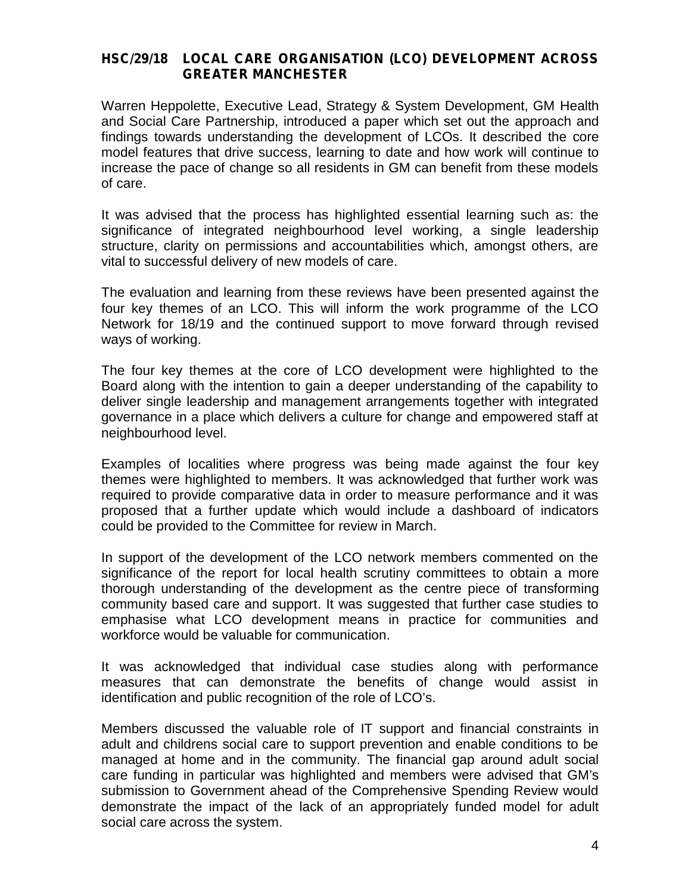## HSC/29/18 LOCAL CARE ORGANISATION (LCO) DEVELOPMENT ACROSS GREATER MANCHESTER

Warren Heppolette, Executive Lead, Strategy & System Development, GM Health and Social Care Partnership, introduced a paper which set out the approach and findings towards understanding the development of LCOs. It described the core model features that drive success, learning to date and how work will continue to increase the pace of change so all residents in GM can benefit from these models of care.

It was advised that the process has highlighted essential learning such as: the significance of integrated neighbourhood level working, a single leadership structure, clarity on permissions and accountabilities which, amongst others, are vital to successful delivery of new models of care.

The evaluation and learning from these reviews have been presented against the four key themes of an LCO. This will inform the work programme of the LCO Network for 18/19 and the continued support to move forward through revised ways of working.

The four key themes at the core of LCO development were highlighted to the Board along with the intention to gain a deeper understanding of the capability to deliver single leadership and management arrangements together with integrated governance in a place which delivers a culture for change and empowered staff at neighbourhood level.

Examples of localities where progress was being made against the four key themes were highlighted to members. It was acknowledged that further work was required to provide comparative data in order to measure performance and it was proposed that a further update which would include a dashboard of indicators could be provided to the Committee for review in March.

In support of the development of the LCO network members commented on the significance of the report for local health scrutiny committees to obtain a more thorough understanding of the development as the centre piece of transforming community based care and support. It was suggested that further case studies to emphasise what LCO development means in practice for communities and workforce would be valuable for communication.

It was acknowledged that individual case studies along with performance measures that can demonstrate the benefits of change would assist in identification and public recognition of the role of LCO's.

Members discussed the valuable role of IT support and financial constraints in adult and childrens social care to support prevention and enable conditions to be managed at home and in the community. The financial gap around adult social care funding in particular was highlighted and members were advised that GM's submission to Government ahead of the Comprehensive Spending Review would demonstrate the impact of the lack of an appropriately funded model for adult social care across the system.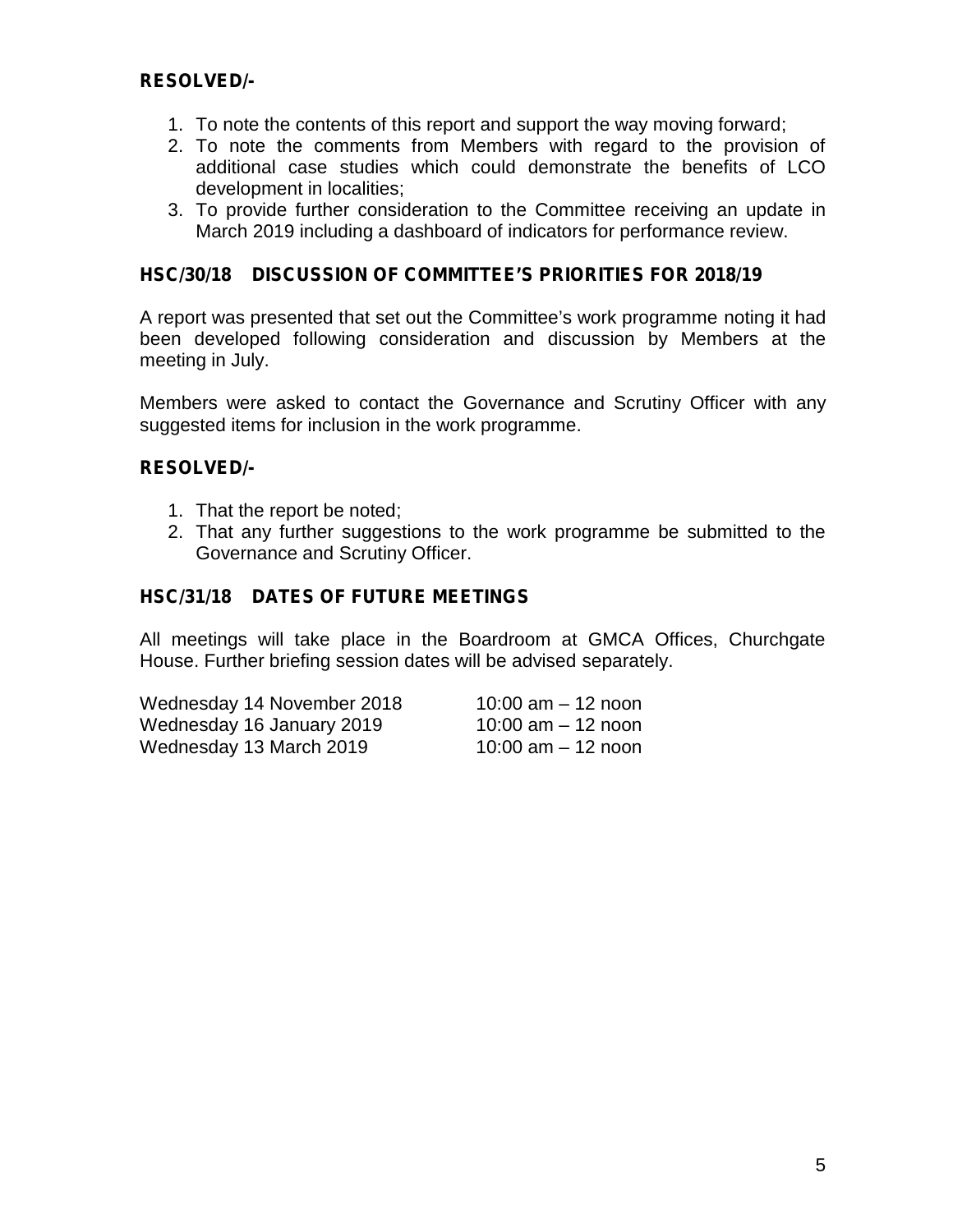**RESOLVED/-**

1. To note the contents of this report and support the way moving forward;
2. To note the comments from Members with regard to the provision of additional case studies which could demonstrate the benefits of LCO development in localities;
3. To provide further consideration to the Committee receiving an update in March 2019 including a dashboard of indicators for performance review.

## HSC/30/18 DISCUSSION OF COMMITTEE'S PRIORITIES FOR 2018/19

A report was presented that set out the Committee's work programme noting it had been developed following consideration and discussion by Members at the meeting in July.

Members were asked to contact the Governance and Scrutiny Officer with any suggested items for inclusion in the work programme.

**RESOLVED/-**

1. That the report be noted;
2. That any further suggestions to the work programme be submitted to the Governance and Scrutiny Officer.

## HSC/31/18 DATES OF FUTURE MEETINGS

All meetings will take place in the Boardroom at GMCA Offices, Churchgate House. Further briefing session dates will be advised separately.

| | |
|---|---|
| Wednesday 14 November 2018 | 10:00 am – 12 noon |
| Wednesday 16 January 2019 | 10:00 am – 12 noon |
| Wednesday 13 March 2019 | 10:00 am – 12 noon |